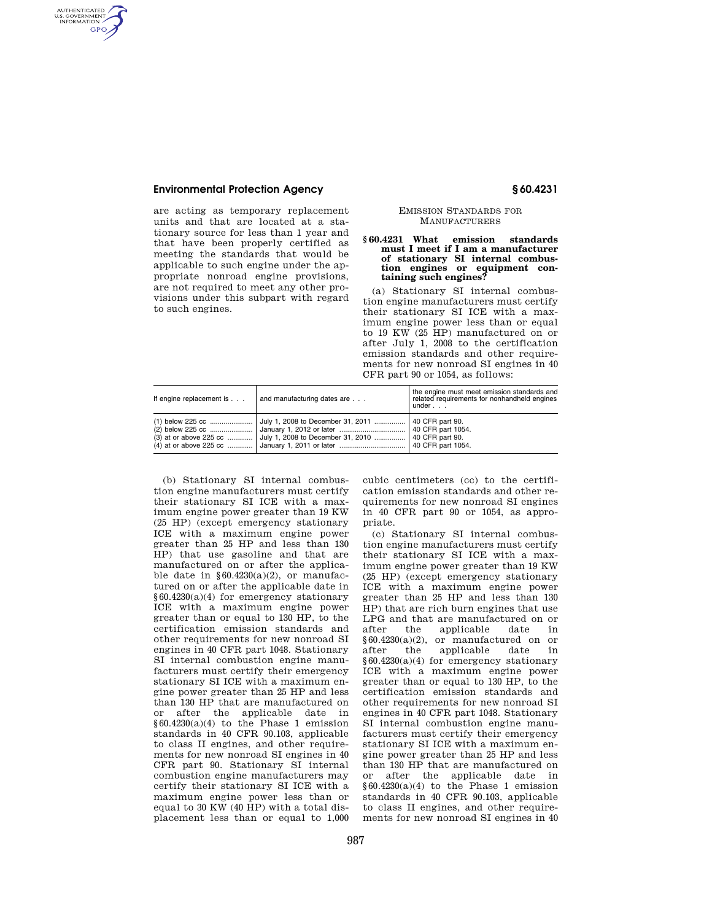are acting as temporary replacement units and that are located at a stationary source for less than 1 year and that have been properly certified as meeting the standards that would be applicable to such engine under the appropriate nonroad engine provisions, are not required to meet any other provisions under this subpart with regard to such engines.

EMISSION STANDARDS FOR MANUFACTURERS

### § 60.4231 What emission standards must I meet if I am a manufacturer of stationary SI internal combustion engines or equipment containing such engines?

(a) Stationary SI internal combustion engine manufacturers must certify their stationary SI ICE with a maximum engine power less than or equal to 19 KW (25 HP) manufactured on or after July 1, 2008 to the certification emission standards and other requirements for new nonroad SI engines in 40 CFR part 90 or 1054, as follows:

| If engine replacement is . . . | and manufacturing dates are . . . | the engine must meet emission standards and related requirements for nonhandheld engines under . . . |
|---|---|---|
| (1) below 225 cc | July 1, 2008 to December 31, 2011 | 40 CFR part 90. |
| (2) below 225 cc | January 1, 2012 or later | 40 CFR part 1054. |
| (3) at or above 225 cc | July 1, 2008 to December 31, 2010 | 40 CFR part 90. |
| (4) at or above 225 cc | January 1, 2011 or later | 40 CFR part 1054. |

(b) Stationary SI internal combustion engine manufacturers must certify their stationary SI ICE with a maximum engine power greater than 19 KW (25 HP) (except emergency stationary ICE with a maximum engine power greater than 25 HP and less than 130 HP) that use gasoline and that are manufactured on or after the applicable date in §60.4230(a)(2), or manufactured on or after the applicable date in §60.4230(a)(4) for emergency stationary ICE with a maximum engine power greater than or equal to 130 HP, to the certification emission standards and other requirements for new nonroad SI engines in 40 CFR part 1048. Stationary SI internal combustion engine manufacturers must certify their emergency stationary SI ICE with a maximum engine power greater than 25 HP and less than 130 HP that are manufactured on or after the applicable date in §60.4230(a)(4) to the Phase 1 emission standards in 40 CFR 90.103, applicable to class II engines, and other requirements for new nonroad SI engines in 40 CFR part 90. Stationary SI internal combustion engine manufacturers may certify their stationary SI ICE with a maximum engine power less than or equal to 30 KW (40 HP) with a total displacement less than or equal to 1,000 cubic centimeters (cc) to the certification emission standards and other requirements for new nonroad SI engines in 40 CFR part 90 or 1054, as appropriate.

(c) Stationary SI internal combustion engine manufacturers must certify their stationary SI ICE with a maximum engine power greater than 19 KW (25 HP) (except emergency stationary ICE with a maximum engine power greater than 25 HP and less than 130 HP) that are rich burn engines that use LPG and that are manufactured on or after the applicable date in §60.4230(a)(2), or manufactured on or after the applicable date in §60.4230(a)(4) for emergency stationary ICE with a maximum engine power greater than or equal to 130 HP, to the certification emission standards and other requirements for new nonroad SI engines in 40 CFR part 1048. Stationary SI internal combustion engine manufacturers must certify their emergency stationary SI ICE with a maximum engine power greater than 25 HP and less than 130 HP that are manufactured on or after the applicable date in §60.4230(a)(4) to the Phase 1 emission standards in 40 CFR 90.103, applicable to class II engines, and other requirements for new nonroad SI engines in 40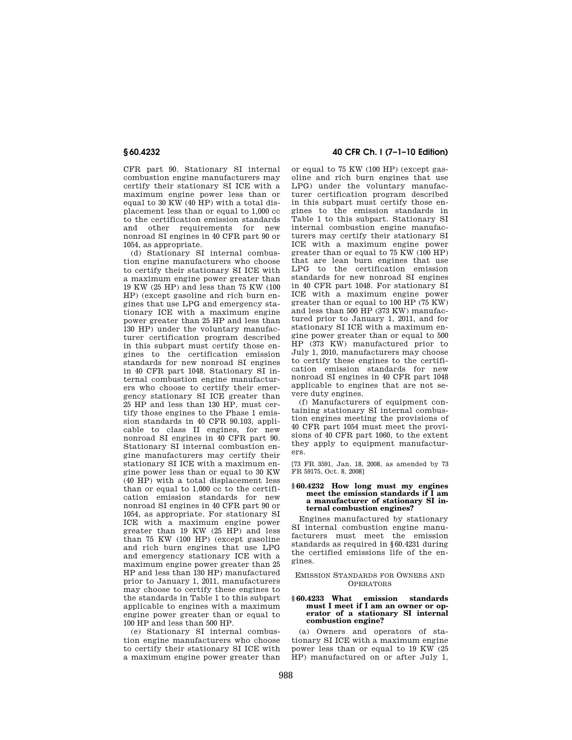CFR part 90. Stationary SI internal combustion engine manufacturers may certify their stationary SI ICE with a maximum engine power less than or equal to 30 KW (40 HP) with a total displacement less than or equal to 1,000 cc to the certification emission standards and other requirements for new nonroad SI engines in 40 CFR part 90 or 1054, as appropriate.

(d) Stationary SI internal combustion engine manufacturers who choose to certify their stationary SI ICE with a maximum engine power greater than 19 KW (25 HP) and less than 75 KW (100 HP) (except gasoline and rich burn engines that use LPG and emergency stationary ICE with a maximum engine power greater than 25 HP and less than 130 HP) under the voluntary manufacturer certification program described in this subpart must certify those engines to the certification emission standards for new nonroad SI engines in 40 CFR part 1048. Stationary SI internal combustion engine manufacturers who choose to certify their emergency stationary SI ICE greater than 25 HP and less than 130 HP, must certify those engines to the Phase 1 emission standards in 40 CFR 90.103, applicable to class II engines, for new nonroad SI engines in 40 CFR part 90. Stationary SI internal combustion engine manufacturers may certify their stationary SI ICE with a maximum engine power less than or equal to 30 KW (40 HP) with a total displacement less than or equal to 1,000 cc to the certification emission standards for new nonroad SI engines in 40 CFR part 90 or 1054, as appropriate. For stationary SI ICE with a maximum engine power greater than 19 KW (25 HP) and less than 75 KW (100 HP) (except gasoline and rich burn engines that use LPG and emergency stationary ICE with a maximum engine power greater than 25 HP and less than 130 HP) manufactured prior to January 1, 2011, manufacturers may choose to certify these engines to the standards in Table 1 to this subpart applicable to engines with a maximum engine power greater than or equal to 100 HP and less than 500 HP.

(e) Stationary SI internal combustion engine manufacturers who choose to certify their stationary SI ICE with a maximum engine power greater than or equal to 75 KW (100 HP) (except gasoline and rich burn engines that use LPG) under the voluntary manufacturer certification program described in this subpart must certify those engines to the emission standards in Table 1 to this subpart. Stationary SI internal combustion engine manufacturers may certify their stationary SI ICE with a maximum engine power greater than or equal to 75 KW (100 HP) that are lean burn engines that use LPG to the certification emission standards for new nonroad SI engines in 40 CFR part 1048. For stationary SI ICE with a maximum engine power greater than or equal to 100 HP (75 KW) and less than 500 HP (373 KW) manufactured prior to January 1, 2011, and for stationary SI ICE with a maximum engine power greater than or equal to 500 HP (373 KW) manufactured prior to July 1, 2010, manufacturers may choose to certify these engines to the certification emission standards for new nonroad SI engines in 40 CFR part 1048 applicable to engines that are not severe duty engines.

(f) Manufacturers of equipment containing stationary SI internal combustion engines meeting the provisions of 40 CFR part 1054 must meet the provisions of 40 CFR part 1060, to the extent they apply to equipment manufacturers.

[73 FR 3591, Jan. 18, 2008, as amended by 73 FR 59175, Oct. 8, 2008]

### § 60.4232 How long must my engines meet the emission standards if I am a manufacturer of stationary SI internal combustion engines?

Engines manufactured by stationary SI internal combustion engine manufacturers must meet the emission standards as required in § 60.4231 during the certified emissions life of the engines.

## Emission Standards for Owners and Operators

### § 60.4233 What emission standards must I meet if I am an owner or operator of a stationary SI internal combustion engine?

(a) Owners and operators of stationary SI ICE with a maximum engine power less than or equal to 19 KW (25 HP) manufactured on or after July 1,